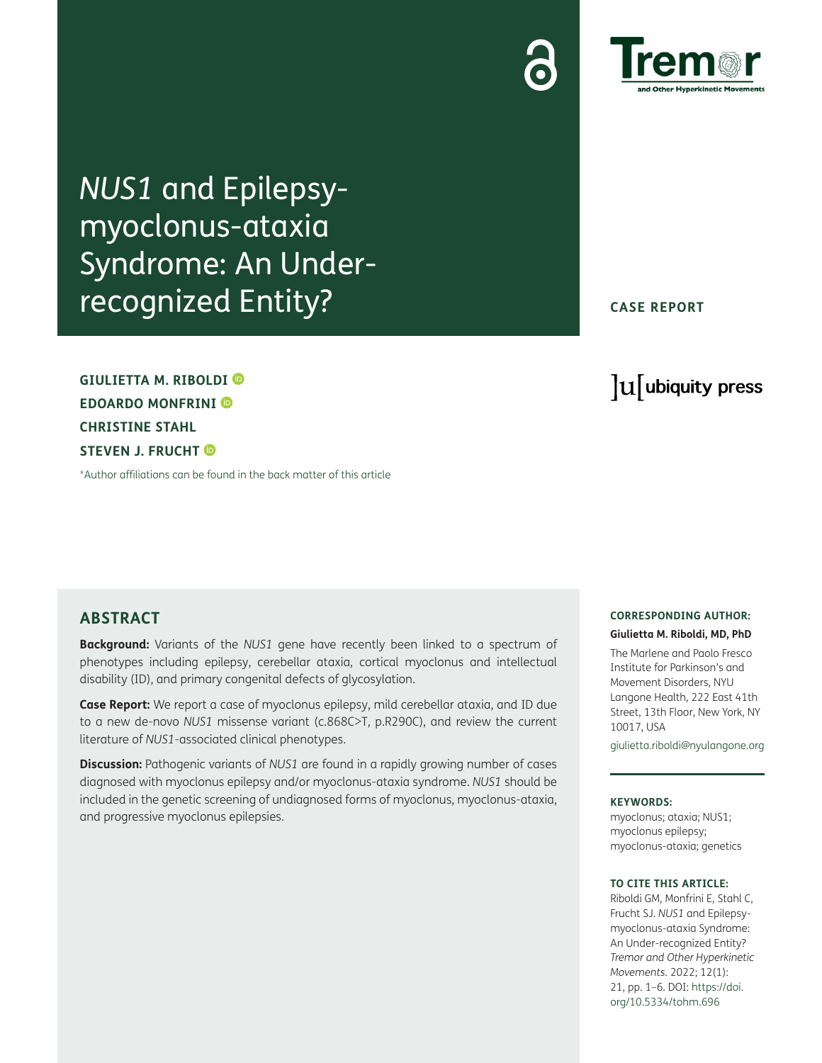# *NUS1* and Epilepsy-myoclonus-ataxia Syndrome: An Under-recognized Entity?

CASE REPORT

**GIULIETTA M. RIBOLDI**
**EDOARDO MONFRINI**
**CHRISTINE STAHL**
**STEVEN J. FRUCHT**

*Author affiliations can be found in the back matter of this article

## ABSTRACT

**Background:** Variants of the *NUS1* gene have recently been linked to a spectrum of phenotypes including epilepsy, cerebellar ataxia, cortical myoclonus and intellectual disability (ID), and primary congenital defects of glycosylation.

**Case Report:** We report a case of myoclonus epilepsy, mild cerebellar ataxia, and ID due to a new de-novo *NUS1* missense variant (c.868C>T, p.R290C), and review the current literature of *NUS1*-associated clinical phenotypes.

**Discussion:** Pathogenic variants of *NUS1* are found in a rapidly growing number of cases diagnosed with myoclonus epilepsy and/or myoclonus-ataxia syndrome. *NUS1* should be included in the genetic screening of undiagnosed forms of myoclonus, myoclonus-ataxia, and progressive myoclonus epilepsies.

**CORRESPONDING AUTHOR:**

**Giulietta M. Riboldi, MD, PhD**

The Marlene and Paolo Fresco Institute for Parkinson's and Movement Disorders, NYU Langone Health, 222 East 41th Street, 13th Floor, New York, NY 10017, USA

giulietta.riboldi@nyulangone.org

**KEYWORDS:**

myoclonus; ataxia; NUS1; myoclonus epilepsy; myoclonus-ataxia; genetics

**TO CITE THIS ARTICLE:**

Riboldi GM, Monfrini E, Stahl C, Frucht SJ. *NUS1* and Epilepsy-myoclonus-ataxia Syndrome: An Under-recognized Entity? *Tremor and Other Hyperkinetic Movements.* 2022; 12(1): 21, pp. 1–6. DOI: https://doi.org/10.5334/tohm.696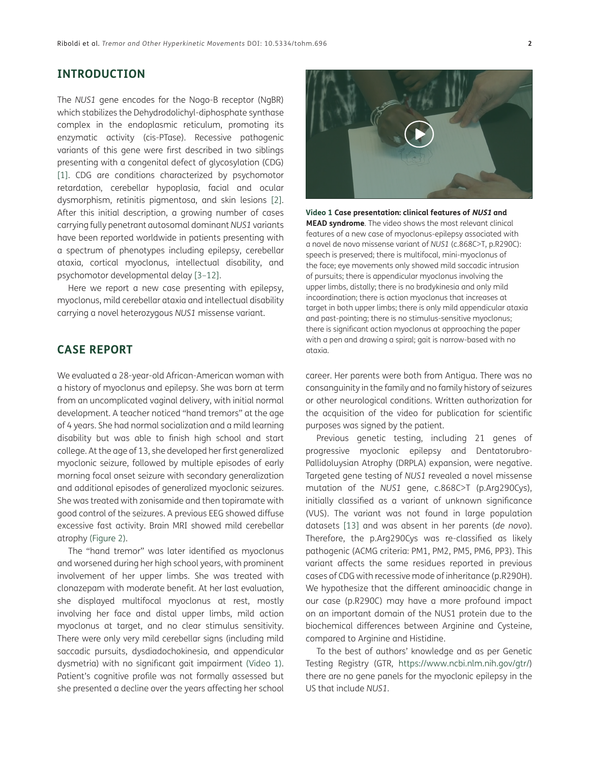## INTRODUCTION

The *NUS1* gene encodes for the Nogo-B receptor (NgBR) which stabilizes the Dehydrodolichyl-diphosphate synthase complex in the endoplasmic reticulum, promoting its enzymatic activity (cis-PTase). Recessive pathogenic variants of this gene were first described in two siblings presenting with a congenital defect of glycosylation (CDG) [1]. CDG are conditions characterized by psychomotor retardation, cerebellar hypoplasia, facial and ocular dysmorphism, retinitis pigmentosa, and skin lesions [2]. After this initial description, a growing number of cases carrying fully penetrant autosomal dominant *NUS1* variants have been reported worldwide in patients presenting with a spectrum of phenotypes including epilepsy, cerebellar ataxia, cortical myoclonus, intellectual disability, and psychomotor developmental delay [3–12].

Here we report a new case presenting with epilepsy, myoclonus, mild cerebellar ataxia and intellectual disability carrying a novel heterozygous *NUS1* missense variant.

## CASE REPORT

We evaluated a 28-year-old African-American woman with a history of myoclonus and epilepsy. She was born at term from an uncomplicated vaginal delivery, with initial normal development. A teacher noticed "hand tremors" at the age of 4 years. She had normal socialization and a mild learning disability but was able to finish high school and start college. At the age of 13, she developed her first generalized myoclonic seizure, followed by multiple episodes of early morning focal onset seizure with secondary generalization and additional episodes of generalized myoclonic seizures. She was treated with zonisamide and then topiramate with good control of the seizures. A previous EEG showed diffuse excessive fast activity. Brain MRI showed mild cerebellar atrophy (Figure 2).

The "hand tremor" was later identified as myoclonus and worsened during her high school years, with prominent involvement of her upper limbs. She was treated with clonazepam with moderate benefit. At her last evaluation, she displayed multifocal myoclonus at rest, mostly involving her face and distal upper limbs, mild action myoclonus at target, and no clear stimulus sensitivity. There were only very mild cerebellar signs (including mild saccadic pursuits, dysdiadochokinesia, and appendicular dysmetria) with no significant gait impairment (Video 1). Patient's cognitive profile was not formally assessed but she presented a decline over the years affecting her school career. Her parents were both from Antigua. There was no consanguinity in the family and no family history of seizures or other neurological conditions. Written authorization for the acquisition of the video for publication for scientific purposes was signed by the patient.

**Video 1 Case presentation: clinical features of *NUS1* and MEAD syndrome**. The video shows the most relevant clinical features of a new case of myoclonus-epilepsy associated with a novel de novo missense variant of *NUS1* (c.868C>T, p.R290C): speech is preserved; there is multifocal, mini-myoclonus of the face; eye movements only showed mild saccadic intrusion of pursuits; there is appendicular myoclonus involving the upper limbs, distally; there is no bradykinesia and only mild incoordination; there is action myoclonus that increases at target in both upper limbs; there is only mild appendicular ataxia and past-pointing; there is no stimulus-sensitive myoclonus; there is significant action myoclonus at approaching the paper with a pen and drawing a spiral; gait is narrow-based with no ataxia.

Previous genetic testing, including 21 genes of progressive myoclonic epilepsy and Dentatorubro-Pallidoluysian Atrophy (DRPLA) expansion, were negative. Targeted gene testing of *NUS1* revealed a novel missense mutation of the *NUS1* gene, c.868C>T (p.Arg290Cys), initially classified as a variant of unknown significance (VUS). The variant was not found in large population datasets [13] and was absent in her parents (*de novo*). Therefore, the p.Arg290Cys was re-classified as likely pathogenic (ACMG criteria: PM1, PM2, PM5, PM6, PP3). This variant affects the same residues reported in previous cases of CDG with recessive mode of inheritance (p.R290H). We hypothesize that the different aminoacidic change in our case (p.R290C) may have a more profound impact on an important domain of the NUS1 protein due to the biochemical differences between Arginine and Cysteine, compared to Arginine and Histidine.

To the best of authors' knowledge and as per Genetic Testing Registry (GTR, https://www.ncbi.nlm.nih.gov/gtr/) there are no gene panels for the myoclonic epilepsy in the US that include *NUS1*.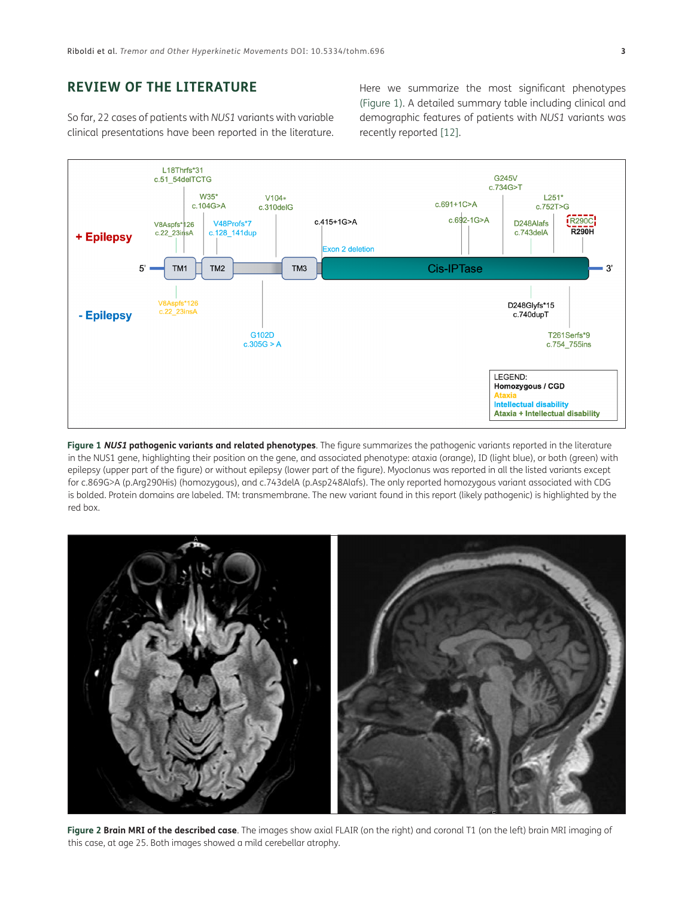## REVIEW OF THE LITERATURE

So far, 22 cases of patients with *NUS1* variants with variable clinical presentations have been reported in the literature. Here we summarize the most significant phenotypes (Figure 1). A detailed summary table including clinical and demographic features of patients with *NUS1* variants was recently reported [12].

**Figure 1** ***NUS1*** **pathogenic variants and related phenotypes**. The figure summarizes the pathogenic variants reported in the literature in the NUS1 gene, highlighting their position on the gene, and associated phenotype: ataxia (orange), ID (light blue), or both (green) with epilepsy (upper part of the figure) or without epilepsy (lower part of the figure). Myoclonus was reported in all the listed variants except for c.869G>A (p.Arg290His) (homozygous), and c.743delA (p.Asp248Alafs). The only reported homozygous variant associated with CDG is bolded. Protein domains are labeled. TM: transmembrane. The new variant found in this report (likely pathogenic) is highlighted by the red box.

**Figure 2** **Brain MRI of the described case**. The images show axial FLAIR (on the right) and coronal T1 (on the left) brain MRI imaging of this case, at age 25. Both images showed a mild cerebellar atrophy.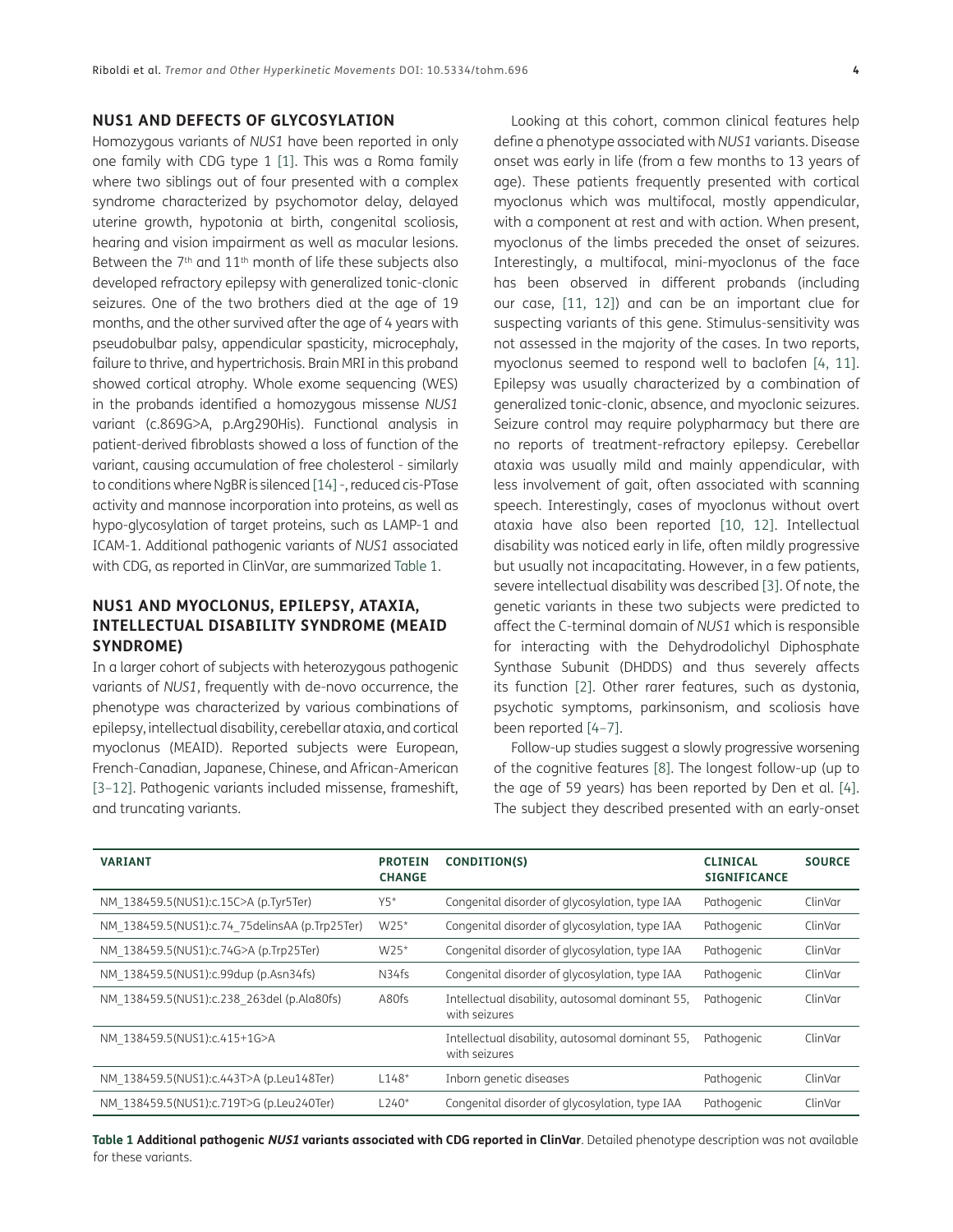## NUS1 AND DEFECTS OF GLYCOSYLATION

Homozygous variants of *NUS1* have been reported in only one family with CDG type 1 [1]. This was a Roma family where two siblings out of four presented with a complex syndrome characterized by psychomotor delay, delayed uterine growth, hypotonia at birth, congenital scoliosis, hearing and vision impairment as well as macular lesions. Between the 7th and 11th month of life these subjects also developed refractory epilepsy with generalized tonic-clonic seizures. One of the two brothers died at the age of 19 months, and the other survived after the age of 4 years with pseudobulbar palsy, appendicular spasticity, microcephaly, failure to thrive, and hypertrichosis. Brain MRI in this proband showed cortical atrophy. Whole exome sequencing (WES) in the probands identified a homozygous missense *NUS1* variant (c.869G>A, p.Arg290His). Functional analysis in patient-derived fibroblasts showed a loss of function of the variant, causing accumulation of free cholesterol - similarly to conditions where NgBR is silenced [14] -, reduced cis-PTase activity and mannose incorporation into proteins, as well as hypo-glycosylation of target proteins, such as LAMP-1 and ICAM-1. Additional pathogenic variants of *NUS1* associated with CDG, as reported in ClinVar, are summarized Table 1.

## NUS1 AND MYOCLONUS, EPILEPSY, ATAXIA, INTELLECTUAL DISABILITY SYNDROME (MEAID SYNDROME)

In a larger cohort of subjects with heterozygous pathogenic variants of *NUS1*, frequently with de-novo occurrence, the phenotype was characterized by various combinations of epilepsy, intellectual disability, cerebellar ataxia, and cortical myoclonus (MEAID). Reported subjects were European, French-Canadian, Japanese, Chinese, and African-American [3–12]. Pathogenic variants included missense, frameshift, and truncating variants.

Looking at this cohort, common clinical features help define a phenotype associated with *NUS1* variants. Disease onset was early in life (from a few months to 13 years of age). These patients frequently presented with cortical myoclonus which was multifocal, mostly appendicular, with a component at rest and with action. When present, myoclonus of the limbs preceded the onset of seizures. Interestingly, a multifocal, mini-myoclonus of the face has been observed in different probands (including our case, [11, 12]) and can be an important clue for suspecting variants of this gene. Stimulus-sensitivity was not assessed in the majority of the cases. In two reports, myoclonus seemed to respond well to baclofen [4, 11]. Epilepsy was usually characterized by a combination of generalized tonic-clonic, absence, and myoclonic seizures. Seizure control may require polypharmacy but there are no reports of treatment-refractory epilepsy. Cerebellar ataxia was usually mild and mainly appendicular, with less involvement of gait, often associated with scanning speech. Interestingly, cases of myoclonus without overt ataxia have also been reported [10, 12]. Intellectual disability was noticed early in life, often mildly progressive but usually not incapacitating. However, in a few patients, severe intellectual disability was described [3]. Of note, the genetic variants in these two subjects were predicted to affect the C-terminal domain of *NUS1* which is responsible for interacting with the Dehydrodolichyl Diphosphate Synthase Subunit (DHDDS) and thus severely affects its function [2]. Other rarer features, such as dystonia, psychotic symptoms, parkinsonism, and scoliosis have been reported [4–7].

Follow-up studies suggest a slowly progressive worsening of the cognitive features [8]. The longest follow-up (up to the age of 59 years) has been reported by Den et al. [4]. The subject they described presented with an early-onset

| VARIANT | PROTEIN CHANGE | CONDITION(S) | CLINICAL SIGNIFICANCE | SOURCE |
|---|---|---|---|---|
| NM_138459.5(NUS1):c.15C>A (p.Tyr5Ter) | Y5* | Congenital disorder of glycosylation, type IAA | Pathogenic | ClinVar |
| NM_138459.5(NUS1):c.74_75delinsAA (p.Trp25Ter) | W25* | Congenital disorder of glycosylation, type IAA | Pathogenic | ClinVar |
| NM_138459.5(NUS1):c.74G>A (p.Trp25Ter) | W25* | Congenital disorder of glycosylation, type IAA | Pathogenic | ClinVar |
| NM_138459.5(NUS1):c.99dup (p.Asn34fs) | N34fs | Congenital disorder of glycosylation, type IAA | Pathogenic | ClinVar |
| NM_138459.5(NUS1):c.238_263del (p.Ala80fs) | A80fs | Intellectual disability, autosomal dominant 55, with seizures | Pathogenic | ClinVar |
| NM_138459.5(NUS1):c.415+1G>A | | Intellectual disability, autosomal dominant 55, with seizures | Pathogenic | ClinVar |
| NM_138459.5(NUS1):c.443T>A (p.Leu148Ter) | L148* | Inborn genetic diseases | Pathogenic | ClinVar |
| NM_138459.5(NUS1):c.719T>G (p.Leu240Ter) | L240* | Congenital disorder of glycosylation, type IAA | Pathogenic | ClinVar |

**Table 1 Additional pathogenic *NUS1* variants associated with CDG reported in ClinVar**. Detailed phenotype description was not available for these variants.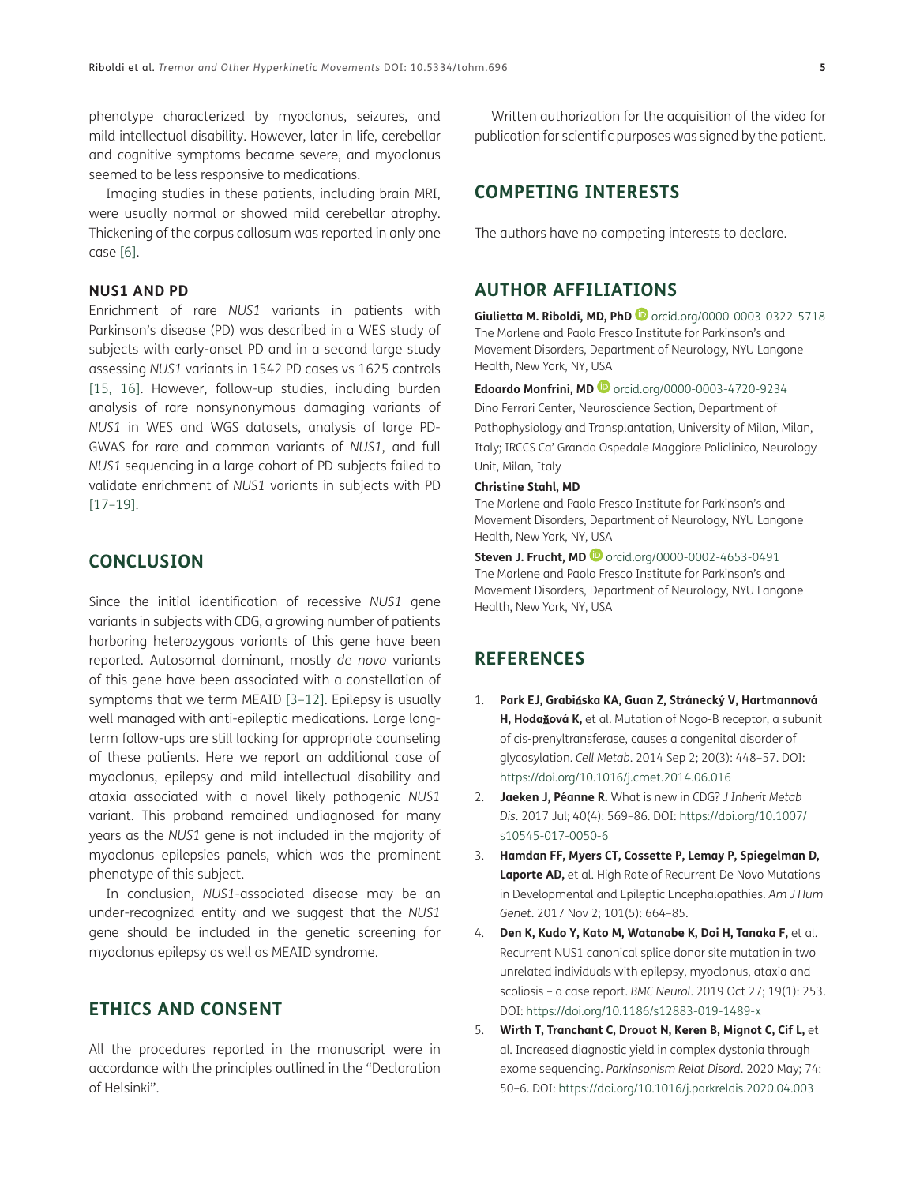phenotype characterized by myoclonus, seizures, and mild intellectual disability. However, later in life, cerebellar and cognitive symptoms became severe, and myoclonus seemed to be less responsive to medications.

Imaging studies in these patients, including brain MRI, were usually normal or showed mild cerebellar atrophy. Thickening of the corpus callosum was reported in only one case [6].

### NUS1 AND PD

Enrichment of rare *NUS1* variants in patients with Parkinson's disease (PD) was described in a WES study of subjects with early-onset PD and in a second large study assessing *NUS1* variants in 1542 PD cases vs 1625 controls [15, 16]. However, follow-up studies, including burden analysis of rare nonsynonymous damaging variants of *NUS1* in WES and WGS datasets, analysis of large PD-GWAS for rare and common variants of *NUS1*, and full *NUS1* sequencing in a large cohort of PD subjects failed to validate enrichment of *NUS1* variants in subjects with PD [17–19].

## CONCLUSION

Since the initial identification of recessive *NUS1* gene variants in subjects with CDG, a growing number of patients harboring heterozygous variants of this gene have been reported. Autosomal dominant, mostly *de novo* variants of this gene have been associated with a constellation of symptoms that we term MEAID [3–12]. Epilepsy is usually well managed with anti-epileptic medications. Large long-term follow-ups are still lacking for appropriate counseling of these patients. Here we report an additional case of myoclonus, epilepsy and mild intellectual disability and ataxia associated with a novel likely pathogenic *NUS1* variant. This proband remained undiagnosed for many years as the *NUS1* gene is not included in the majority of myoclonus epilepsies panels, which was the prominent phenotype of this subject.

In conclusion, *NUS1*-associated disease may be an under-recognized entity and we suggest that the *NUS1* gene should be included in the genetic screening for myoclonus epilepsy as well as MEAID syndrome.

## ETHICS AND CONSENT

All the procedures reported in the manuscript were in accordance with the principles outlined in the "Declaration of Helsinki".

Written authorization for the acquisition of the video for publication for scientific purposes was signed by the patient.

## COMPETING INTERESTS

The authors have no competing interests to declare.

## AUTHOR AFFILIATIONS

**Giulietta M. Riboldi, MD, PhD** orcid.org/0000-0003-0322-5718
The Marlene and Paolo Fresco Institute for Parkinson's and Movement Disorders, Department of Neurology, NYU Langone Health, New York, NY, USA

**Edoardo Monfrini, MD** orcid.org/0000-0003-4720-9234
Dino Ferrari Center, Neuroscience Section, Department of Pathophysiology and Transplantation, University of Milan, Milan, Italy; IRCCS Ca' Granda Ospedale Maggiore Policlinico, Neurology Unit, Milan, Italy

**Christine Stahl, MD**
The Marlene and Paolo Fresco Institute for Parkinson's and Movement Disorders, Department of Neurology, NYU Langone Health, New York, NY, USA

**Steven J. Frucht, MD** orcid.org/0000-0002-4653-0491
The Marlene and Paolo Fresco Institute for Parkinson's and Movement Disorders, Department of Neurology, NYU Langone Health, New York, NY, USA

## REFERENCES

1. **Park EJ, Grabińska KA, Guan Z, Stránecký V, Hartmannová H, Hodaňová K,** et al. Mutation of Nogo-B receptor, a subunit of cis-prenyltransferase, causes a congenital disorder of glycosylation. *Cell Metab*. 2014 Sep 2; 20(3): 448–57. DOI: https://doi.org/10.1016/j.cmet.2014.06.016
2. **Jaeken J, Péanne R.** What is new in CDG? *J Inherit Metab Dis*. 2017 Jul; 40(4): 569–86. DOI: https://doi.org/10.1007/s10545-017-0050-6
3. **Hamdan FF, Myers CT, Cossette P, Lemay P, Spiegelman D, Laporte AD,** et al. High Rate of Recurrent De Novo Mutations in Developmental and Epileptic Encephalopathies. *Am J Hum Genet*. 2017 Nov 2; 101(5): 664–85.
4. **Den K, Kudo Y, Kato M, Watanabe K, Doi H, Tanaka F,** et al. Recurrent NUS1 canonical splice donor site mutation in two unrelated individuals with epilepsy, myoclonus, ataxia and scoliosis – a case report. *BMC Neurol*. 2019 Oct 27; 19(1): 253. DOI: https://doi.org/10.1186/s12883-019-1489-x
5. **Wirth T, Tranchant C, Drouot N, Keren B, Mignot C, Cif L,** et al. Increased diagnostic yield in complex dystonia through exome sequencing. *Parkinsonism Relat Disord*. 2020 May; 74: 50–6. DOI: https://doi.org/10.1016/j.parkreldis.2020.04.003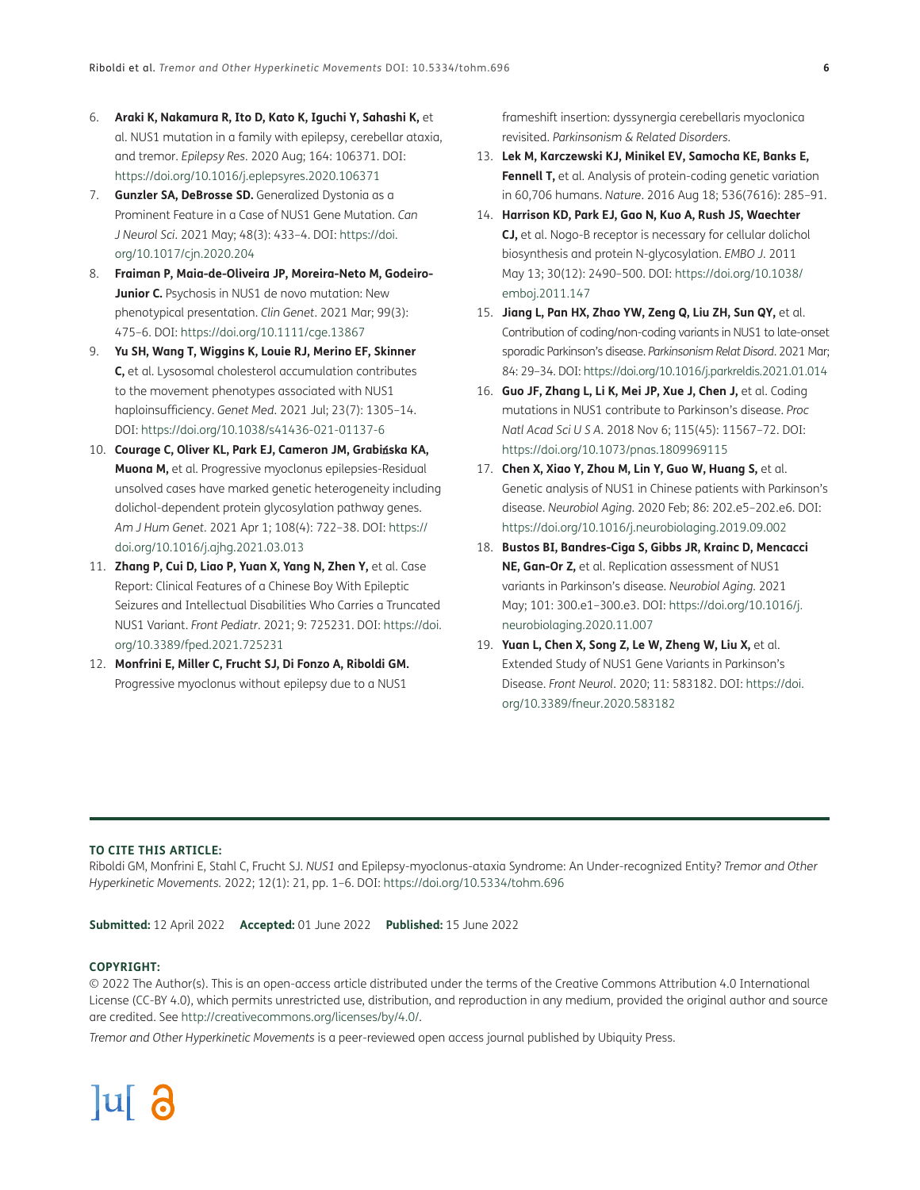6. **Araki K, Nakamura R, Ito D, Kato K, Iguchi Y, Sahashi K,** et al. NUS1 mutation in a family with epilepsy, cerebellar ataxia, and tremor. *Epilepsy Res*. 2020 Aug; 164: 106371. DOI: https://doi.org/10.1016/j.eplepsyres.2020.106371
7. **Gunzler SA, DeBrosse SD.** Generalized Dystonia as a Prominent Feature in a Case of NUS1 Gene Mutation. *Can J Neurol Sci*. 2021 May; 48(3): 433–4. DOI: https://doi.org/10.1017/cjn.2020.204
8. **Fraiman P, Maia-de-Oliveira JP, Moreira-Neto M, Godeiro-Junior C.** Psychosis in NUS1 de novo mutation: New phenotypical presentation. *Clin Genet*. 2021 Mar; 99(3): 475–6. DOI: https://doi.org/10.1111/cge.13867
9. **Yu SH, Wang T, Wiggins K, Louie RJ, Merino EF, Skinner C,** et al. Lysosomal cholesterol accumulation contributes to the movement phenotypes associated with NUS1 haploinsufficiency. *Genet Med*. 2021 Jul; 23(7): 1305–14. DOI: https://doi.org/10.1038/s41436-021-01137-6
10. **Courage C, Oliver KL, Park EJ, Cameron JM, Grabińska KA, Muona M,** et al. Progressive myoclonus epilepsies-Residual unsolved cases have marked genetic heterogeneity including dolichol-dependent protein glycosylation pathway genes. *Am J Hum Genet*. 2021 Apr 1; 108(4): 722–38. DOI: https://doi.org/10.1016/j.ajhg.2021.03.013
11. **Zhang P, Cui D, Liao P, Yuan X, Yang N, Zhen Y,** et al. Case Report: Clinical Features of a Chinese Boy With Epileptic Seizures and Intellectual Disabilities Who Carries a Truncated NUS1 Variant. *Front Pediatr*. 2021; 9: 725231. DOI: https://doi.org/10.3389/fped.2021.725231
12. **Monfrini E, Miller C, Frucht SJ, Di Fonzo A, Riboldi GM.** Progressive myoclonus without epilepsy due to a NUS1 frameshift insertion: dyssynergia cerebellaris myoclonica revisited. *Parkinsonism & Related Disorders*.
13. **Lek M, Karczewski KJ, Minikel EV, Samocha KE, Banks E, Fennell T,** et al. Analysis of protein-coding genetic variation in 60,706 humans. *Nature*. 2016 Aug 18; 536(7616): 285–91.
14. **Harrison KD, Park EJ, Gao N, Kuo A, Rush JS, Waechter CJ,** et al. Nogo-B receptor is necessary for cellular dolichol biosynthesis and protein N-glycosylation. *EMBO J*. 2011 May 13; 30(12): 2490–500. DOI: https://doi.org/10.1038/emboj.2011.147
15. **Jiang L, Pan HX, Zhao YW, Zeng Q, Liu ZH, Sun QY,** et al. Contribution of coding/non-coding variants in NUS1 to late-onset sporadic Parkinson's disease. *Parkinsonism Relat Disord*. 2021 Mar; 84: 29–34. DOI: https://doi.org/10.1016/j.parkreldis.2021.01.014
16. **Guo JF, Zhang L, Li K, Mei JP, Xue J, Chen J,** et al. Coding mutations in NUS1 contribute to Parkinson's disease. *Proc Natl Acad Sci U S A*. 2018 Nov 6; 115(45): 11567–72. DOI: https://doi.org/10.1073/pnas.1809969115
17. **Chen X, Xiao Y, Zhou M, Lin Y, Guo W, Huang S,** et al. Genetic analysis of NUS1 in Chinese patients with Parkinson's disease. *Neurobiol Aging*. 2020 Feb; 86: 202.e5–202.e6. DOI: https://doi.org/10.1016/j.neurobiolaging.2019.09.002
18. **Bustos BI, Bandres-Ciga S, Gibbs JR, Krainc D, Mencacci NE, Gan-Or Z,** et al. Replication assessment of NUS1 variants in Parkinson's disease. *Neurobiol Aging*. 2021 May; 101: 300.e1–300.e3. DOI: https://doi.org/10.1016/j.neurobiolaging.2020.11.007
19. **Yuan L, Chen X, Song Z, Le W, Zheng W, Liu X,** et al. Extended Study of NUS1 Gene Variants in Parkinson's Disease. *Front Neurol*. 2020; 11: 583182. DOI: https://doi.org/10.3389/fneur.2020.583182

**TO CITE THIS ARTICLE:**

Riboldi GM, Monfrini E, Stahl C, Frucht SJ. *NUS1* and Epilepsy-myoclonus-ataxia Syndrome: An Under-recognized Entity? *Tremor and Other Hyperkinetic Movements*. 2022; 12(1): 21, pp. 1–6. DOI: https://doi.org/10.5334/tohm.696

**Submitted:** 12 April 2022 **Accepted:** 01 June 2022 **Published:** 15 June 2022

**COPYRIGHT:**

© 2022 The Author(s). This is an open-access article distributed under the terms of the Creative Commons Attribution 4.0 International License (CC-BY 4.0), which permits unrestricted use, distribution, and reproduction in any medium, provided the original author and source are credited. See http://creativecommons.org/licenses/by/4.0/.

*Tremor and Other Hyperkinetic Movements* is a peer-reviewed open access journal published by Ubiquity Press.